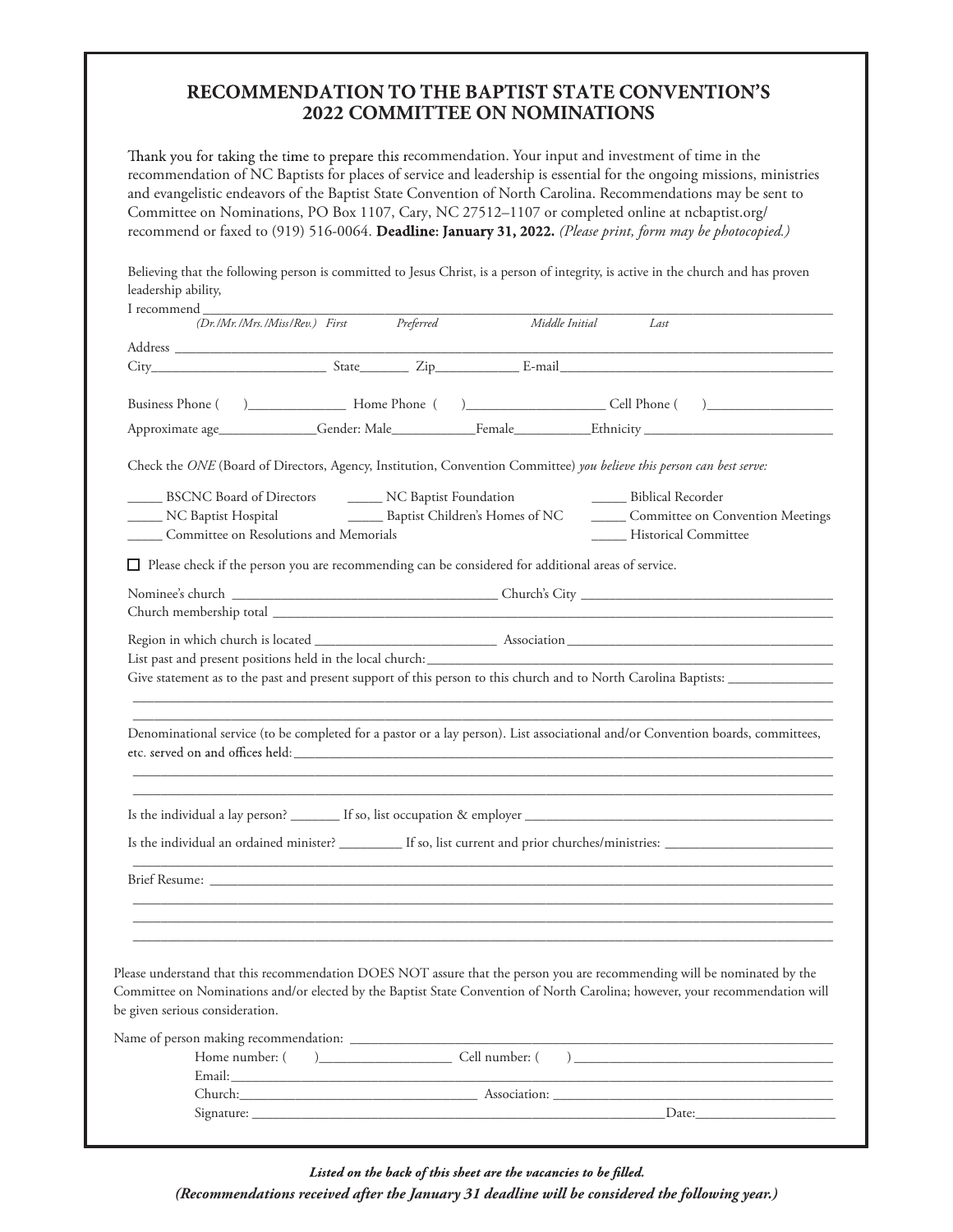# RECOMMENDATION TO THE BAPTIST STATE CONVENTION'S 2022 COMMITTEE ON NOMINATIONS

Thank you for taking the time to prepare this recommendation. Your input and investment of time in the recommendation of NC Baptists for places of service and leadership is essential for the ongoing missions, ministries and evangelistic endeavors of the Baptist State Convention of North Carolina. Recommendations may be sent to Committee on Nominations, PO Box 1107, Cary, NC 27512–1107 or completed online at ncbaptist.org/recommend or faxed to (919) 516-0064. **Deadline: January 31, 2022.** *(Please print, form may be photocopied.)*

Believing that the following person is committed to Jesus Christ, is a person of integrity, is active in the church and has proven leadership ability,

I recommend ______________________________________________________________________________

*(Dr./Mr./Mrs./Miss/Rev.) First Preferred Middle Initial Last*

Address ______________________________________________________________________________

City________________________ State_______ Zip___________ E-mail_______________________________________

Business Phone ( )______________ Home Phone ( )___________________ Cell Phone ( )_________________

Approximate age_____________Gender: Male___________Female__________Ethnicity __________________________

Check the *ONE* (Board of Directors, Agency, Institution, Convention Committee) *you believe this person can best serve:*

_____ BSCNC Board of Directors
_____ NC Baptist Foundation
_____ Biblical Recorder
_____ NC Baptist Hospital
_____ Baptist Children's Homes of NC
_____ Committee on Convention Meetings
_____ Committee on Resolutions and Memorials
_____ Historical Committee

☐ Please check if the person you are recommending can be considered for additional areas of service.

Nominee's church ____________________________________ Church's City ___________________________________

Church membership total ______________________________________________________________________________

Region in which church is located _________________________ Association _____________________________________

List past and present positions held in the local church:_____________________________________________________

Give statement as to the past and present support of this person to this church and to North Carolina Baptists: ______________

______________________________________________________________________________

______________________________________________________________________________

Denominational service (to be completed for a pastor or a lay person). List associational and/or Convention boards, committees, etc. served on and offices held:____________________________________________________________________

______________________________________________________________________________

______________________________________________________________________________

Is the individual a lay person? _______ If so, list occupation & employer ____________________________________________

Is the individual an ordained minister? _________ If so, list current and prior churches/ministries: ________________________

______________________________________________________________________________

Brief Resume: ______________________________________________________________________________

______________________________________________________________________________

______________________________________________________________________________

______________________________________________________________________________

Please understand that this recommendation DOES NOT assure that the person you are recommending will be nominated by the Committee on Nominations and/or elected by the Baptist State Convention of North Carolina; however, your recommendation will be given serious consideration.

Name of person making recommendation: ______________________________________________________________

Home number: ( )__________________ Cell number: ( ) ____________________________________

Email:______________________________________________________________________________

Church:_________________________________ Association: ______________________________________

Signature: ___________________________________________________________Date:___________________

***Listed on the back of this sheet are the vacancies to be filled.***

***(Recommendations received after the January 31 deadline will be considered the following year.)***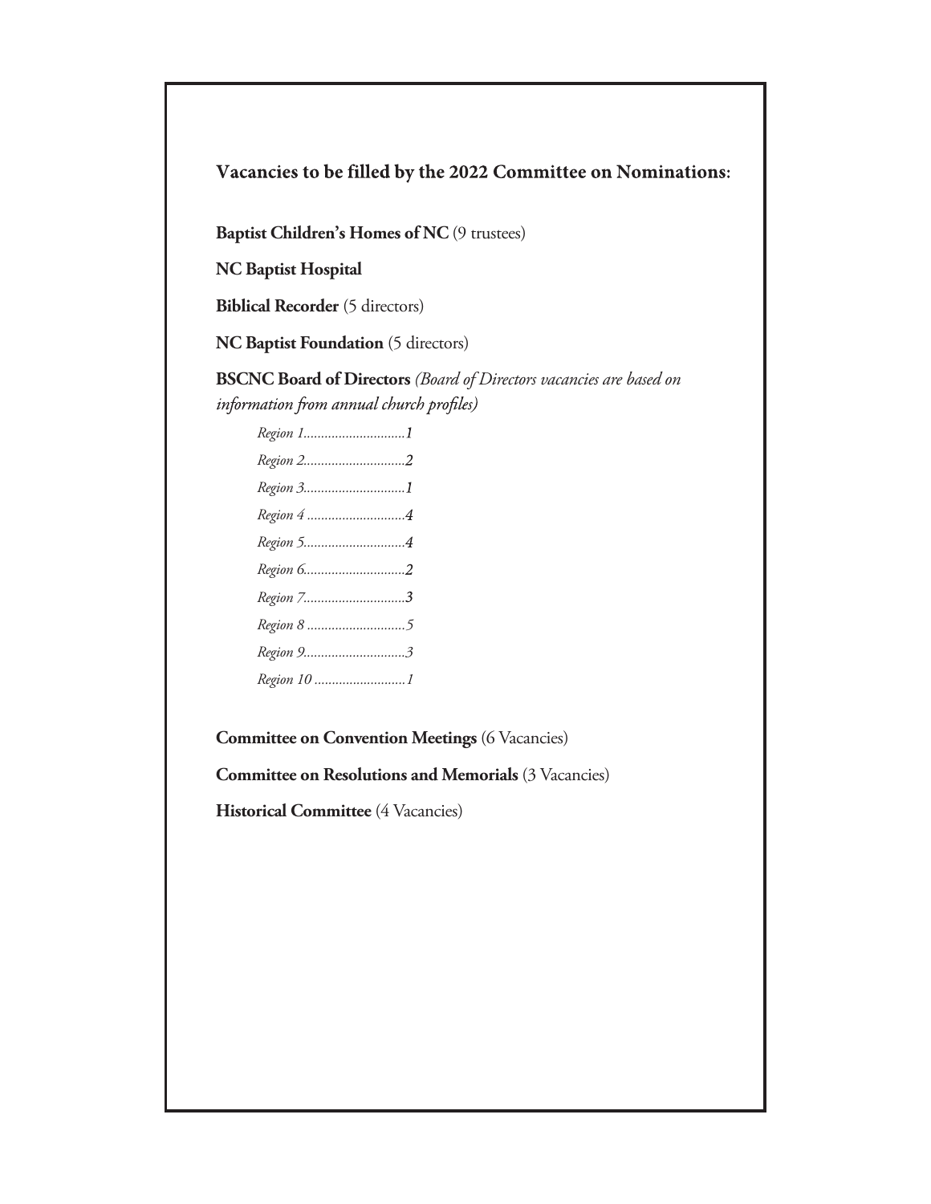## Vacancies to be filled by the 2022 Committee on Nominations:

**Baptist Children's Homes of NC** (9 trustees)

**NC Baptist Hospital**

**Biblical Recorder** (5 directors)

**NC Baptist Foundation** (5 directors)

**BSCNC Board of Directors** *(Board of Directors vacancies are based on information from annual church profiles)*

*Region 1............................1*
*Region 2............................2*
*Region 3............................1*
*Region 4............................4*
*Region 5............................4*
*Region 6............................2*
*Region 7............................3*
*Region 8............................5*
*Region 9............................3*
*Region 10..........................1*

**Committee on Convention Meetings** (6 Vacancies)

**Committee on Resolutions and Memorials** (3 Vacancies)

**Historical Committee** (4 Vacancies)